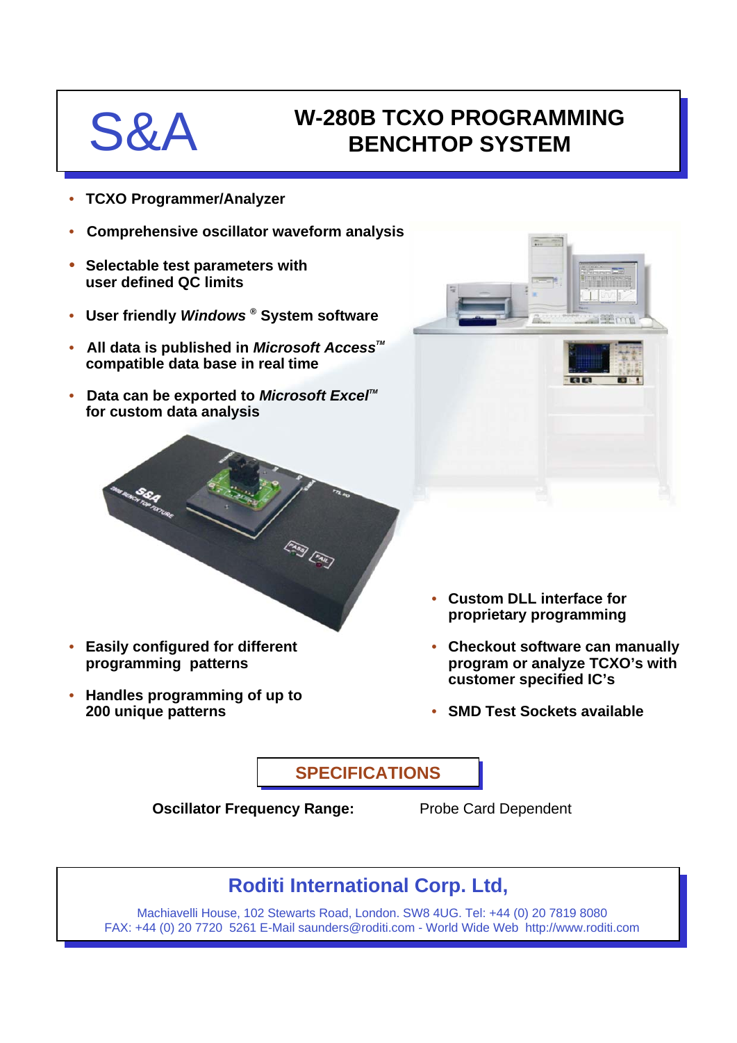S&A

# W-280B TCXO PROGRAMMING BENCHTOP SYSTEM

- **TCXO Programmer/Analyzer**
- **Comprehensive oscillator waveform analysis**
- **Selectable test parameters with user defined QC limits**
- **User friendly *Windows* ® System software**
- **All data is published in *Microsoft Access*™ compatible data base in real time**
- **Data can be exported to *Microsoft Excel*™ for custom data analysis**
- **Easily configured for different programming patterns**
- **Handles programming of up to 200 unique patterns**
- **Custom DLL interface for proprietary programming**
- **Checkout software can manually program or analyze TCXO's with customer specified IC's**
- **SMD Test Sockets available**

## SPECIFICATIONS

**Oscillator Frequency Range:** Probe Card Dependent

## Roditi International Corp. Ltd,

Machiavelli House, 102 Stewarts Road, London. SW8 4UG. Tel: +44 (0) 20 7819 8080
FAX: +44 (0) 20 7720 5261 E-Mail saunders@roditi.com - World Wide Web http://www.roditi.com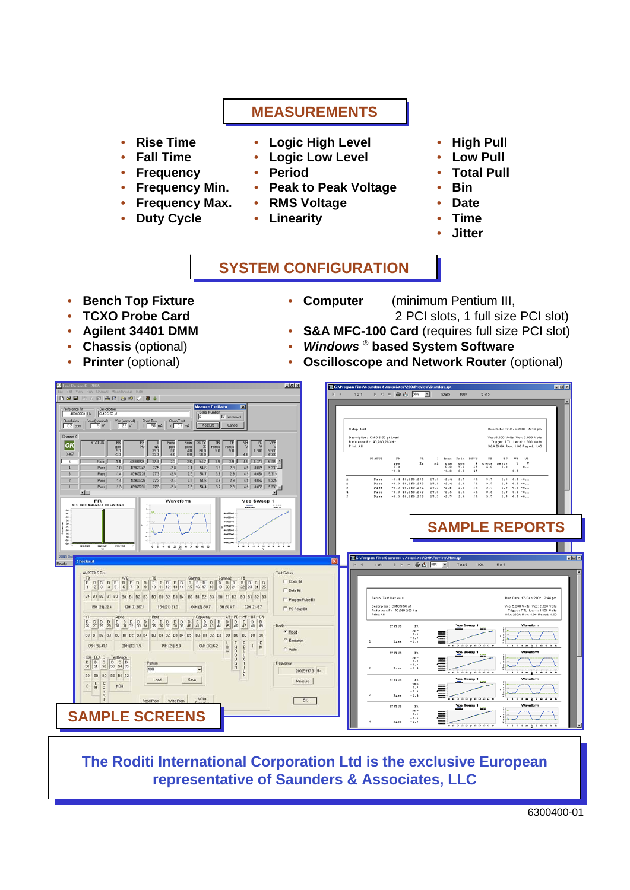## MEASUREMENTS

- Rise Time
- Fall Time
- Frequency
- Frequency Min.
- Frequency Max.
- Duty Cycle
- Logic High Level
- Logic Low Level
- Period
- Peak to Peak Voltage
- RMS Voltage
- Linearity
- High Pull
- Low Pull
- Total Pull
- Bin
- Date
- Time
- Jitter

## SYSTEM CONFIGURATION

- **Bench Top Fixture**
- **TCXO Probe Card**
- **Agilent 34401 DMM**
- **Chassis** (optional)
- **Printer** (optional)
- **Computer** (minimum Pentium III, 2 PCI slots, 1 full size PCI slot)
- **S&A MFC-100 Card** (requires full size PCI slot)
- ***Windows*** ® **based System Software**
- **Oscilloscope and Network Router** (optional)

SAMPLE REPORTS

SAMPLE SCREENS

**The Roditi International Corporation Ltd is the exclusive European representative of Saunders & Associates, LLC**

6300400-01